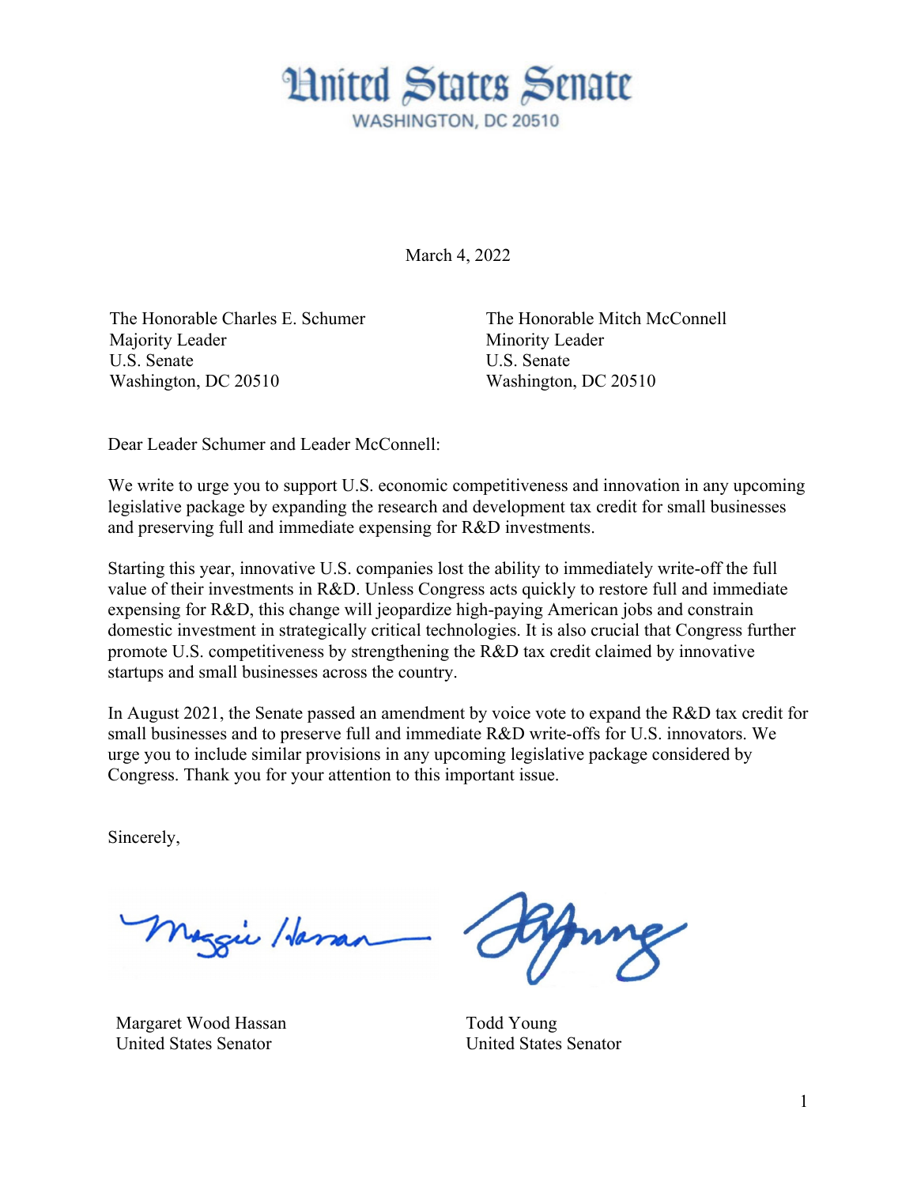# United States Senate

WASHINGTON, DC 20510

March 4, 2022

The Honorable Charles E. Schumer
Majority Leader
U.S. Senate
Washington, DC 20510

The Honorable Mitch McConnell
Minority Leader
U.S. Senate
Washington, DC 20510

Dear Leader Schumer and Leader McConnell:

We write to urge you to support U.S. economic competitiveness and innovation in any upcoming legislative package by expanding the research and development tax credit for small businesses and preserving full and immediate expensing for R&D investments.

Starting this year, innovative U.S. companies lost the ability to immediately write-off the full value of their investments in R&D. Unless Congress acts quickly to restore full and immediate expensing for R&D, this change will jeopardize high-paying American jobs and constrain domestic investment in strategically critical technologies. It is also crucial that Congress further promote U.S. competitiveness by strengthening the R&D tax credit claimed by innovative startups and small businesses across the country.

In August 2021, the Senate passed an amendment by voice vote to expand the R&D tax credit for small businesses and to preserve full and immediate R&D write-offs for U.S. innovators. We urge you to include similar provisions in any upcoming legislative package considered by Congress. Thank you for your attention to this important issue.

Sincerely,

Margaret Wood Hassan
United States Senator

Todd Young
United States Senator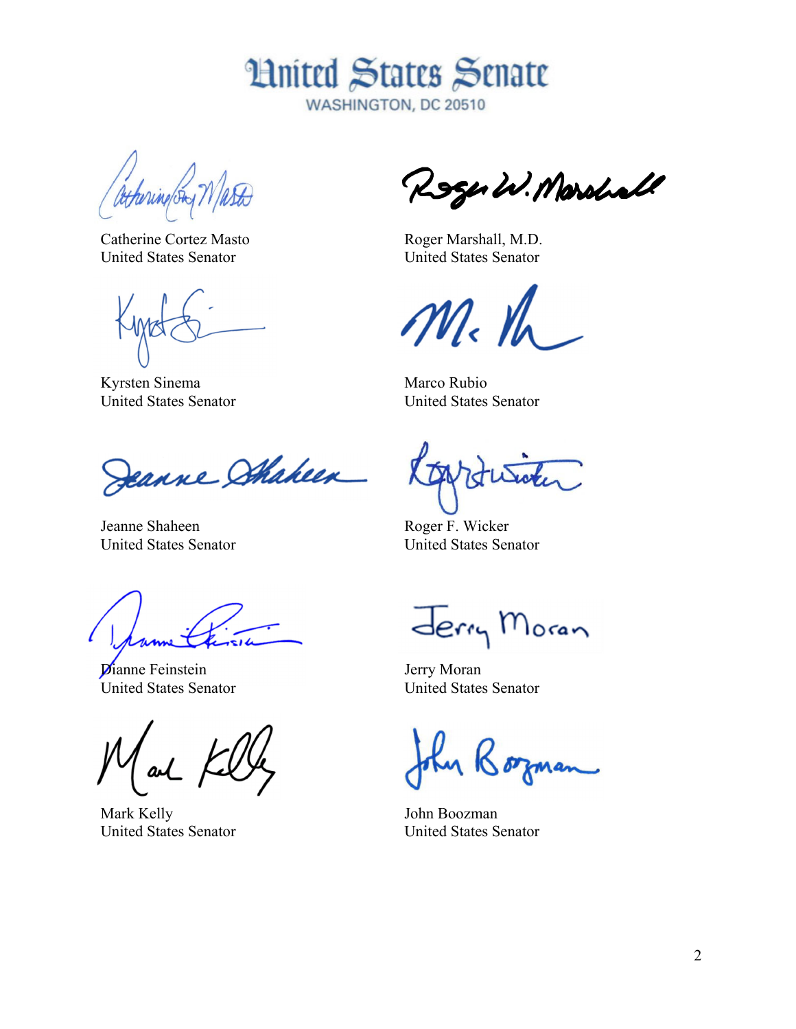# United States Senate

WASHINGTON, DC 20510

Catherine Cortez Masto
United States Senator

Roger Marshall, M.D.
United States Senator

Kyrsten Sinema
United States Senator

Marco Rubio
United States Senator

Jeanne Shaheen
United States Senator

Roger F. Wicker
United States Senator

Dianne Feinstein
United States Senator

Jerry Moran
United States Senator

Mark Kelly
United States Senator

John Boozman
United States Senator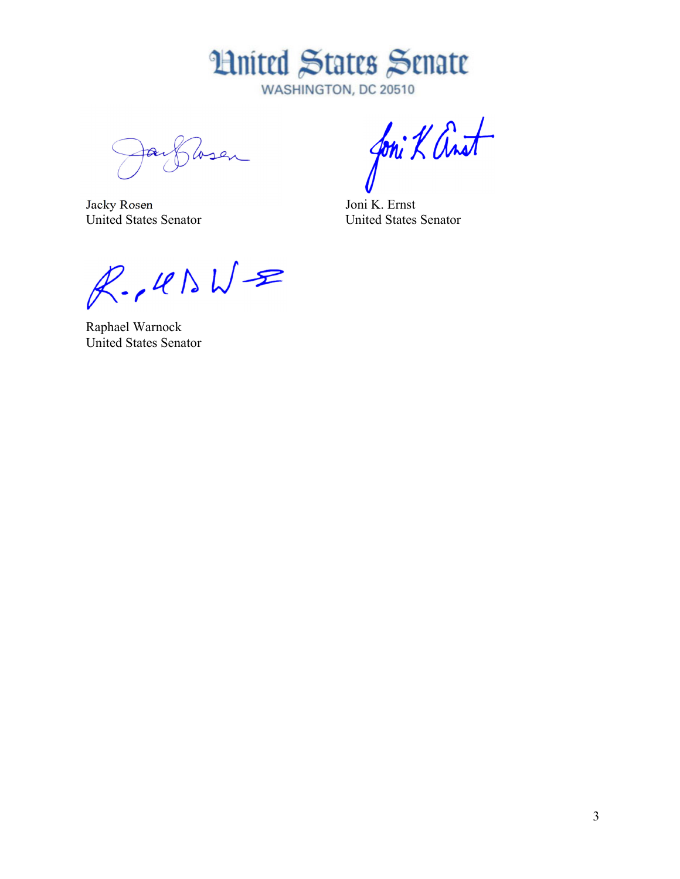# United States Senate

WASHINGTON, DC 20510

Jacky Rosen
United States Senator

Joni K. Ernst
United States Senator

Raphael Warnock
United States Senator